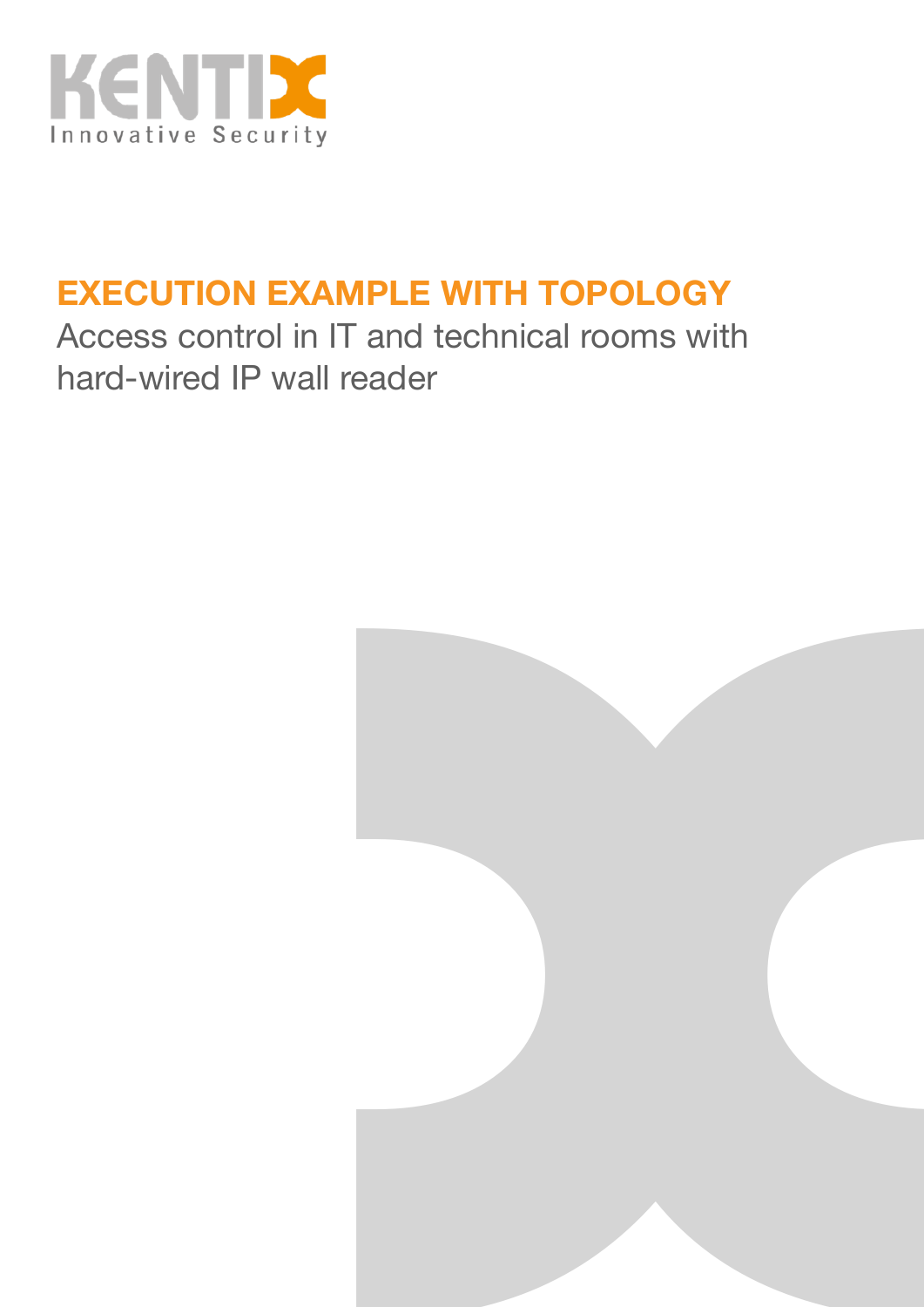KENTIX
Innovative Security

# EXECUTION EXAMPLE WITH TOPOLOGY

Access control in IT and technical rooms with hard-wired IP wall reader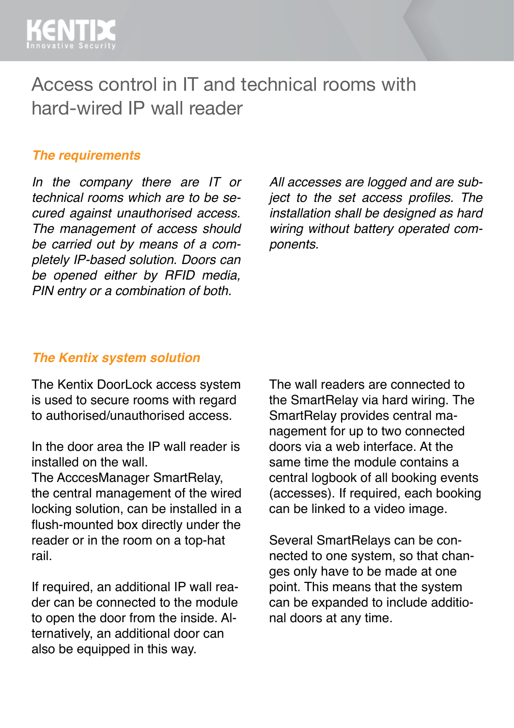# Access control in IT and technical rooms with hard-wired IP wall reader

## *The requirements*

*In the company there are IT or technical rooms which are to be secured against unauthorised access. The management of access should be carried out by means of a completely IP-based solution. Doors can be opened either by RFID media, PIN entry or a combination of both.*

*All accesses are logged and are subject to the set access profiles. The installation shall be designed as hard wiring without battery operated components.*

## *The Kentix system solution*

The Kentix DoorLock access system is used to secure rooms with regard to authorised/unauthorised access.

In the door area the IP wall reader is installed on the wall.
The AcccesManager SmartRelay, the central management of the wired locking solution, can be installed in a flush-mounted box directly under the reader or in the room on a top-hat rail.

If required, an additional IP wall reader can be connected to the module to open the door from the inside. Alternatively, an additional door can also be equipped in this way.

The wall readers are connected to the SmartRelay via hard wiring. The SmartRelay provides central management for up to two connected doors via a web interface. At the same time the module contains a central logbook of all booking events (accesses). If required, each booking can be linked to a video image.

Several SmartRelays can be connected to one system, so that changes only have to be made at one point. This means that the system can be expanded to include additional doors at any time.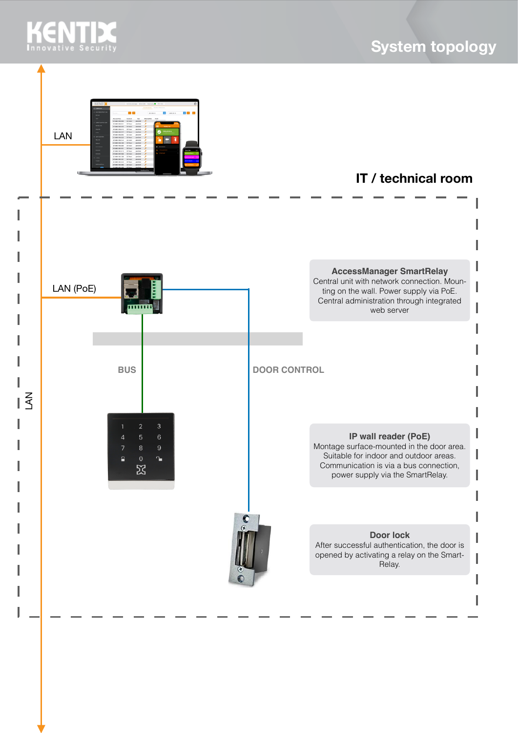# System topology

LAN

## IT / technical room

LAN (PoE)

**AccessManager SmartRelay**
Central unit with network connection. Mounting on the wall. Power supply via PoE. Central administration through integrated web server

BUS

DOOR CONTROL

LAN

**IP wall reader (PoE)**
Montage surface-mounted in the door area. Suitable for indoor and outdoor areas. Communication is via a bus connection, power supply via the SmartRelay.

**Door lock**
After successful authentication, the door is opened by activating a relay on the SmartRelay.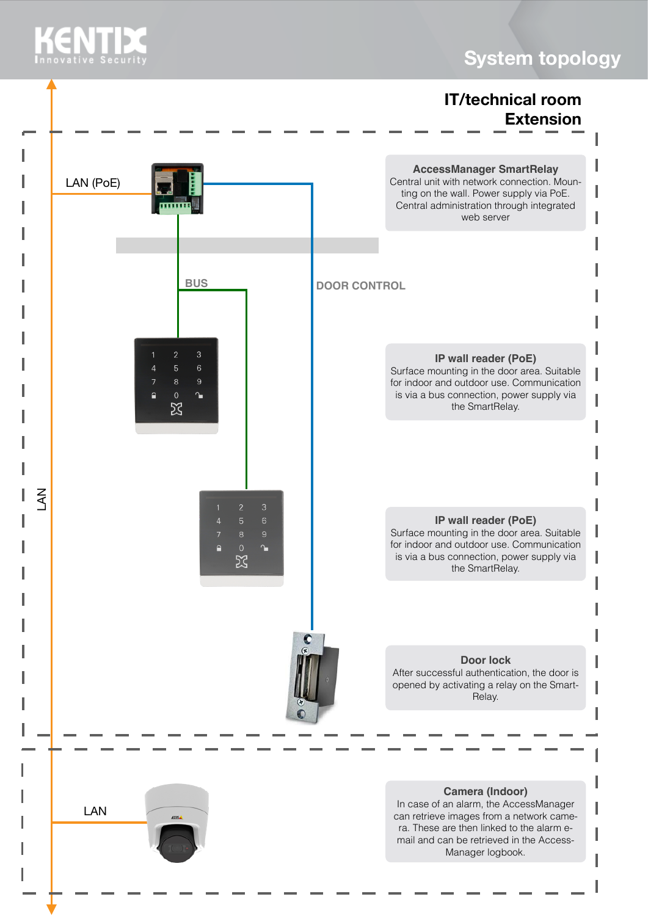KENTIX
Innovative Security

# System topology

## IT/technical room
## Extension

LAN (PoE)

BUS

DOOR CONTROL

LAN

**AccessManager SmartRelay**
Central unit with network connection. Mounting on the wall. Power supply via PoE. Central administration through integrated web server

**IP wall reader (PoE)**
Surface mounting in the door area. Suitable for indoor and outdoor use. Communication is via a bus connection, power supply via the SmartRelay.

**IP wall reader (PoE)**
Surface mounting in the door area. Suitable for indoor and outdoor use. Communication is via a bus connection, power supply via the SmartRelay.

**Door lock**
After successful authentication, the door is opened by activating a relay on the SmartRelay.

LAN

**Camera (Indoor)**
In case of an alarm, the AccessManager can retrieve images from a network camera. These are then linked to the alarm e-mail and can be retrieved in the AccessManager logbook.